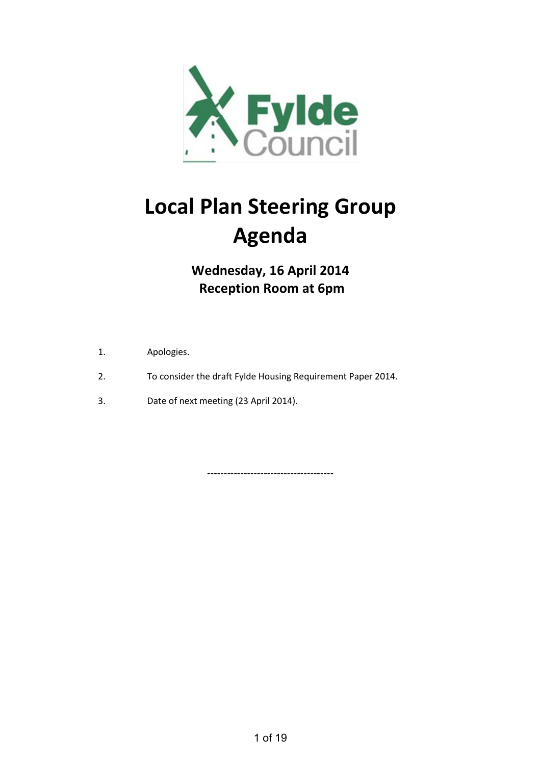# Local Plan Steering Group Agenda

**Wednesday, 16 April 2014**
**Reception Room at 6pm**

1. Apologies.
2. To consider the draft Fylde Housing Requirement Paper 2014.
3. Date of next meeting (23 April 2014).

-------------------------------------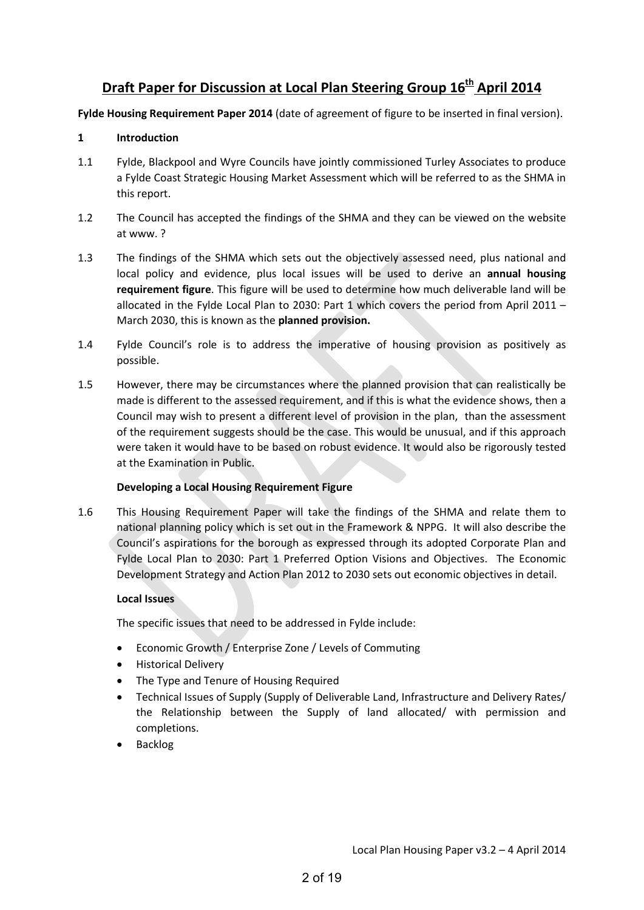# Draft Paper for Discussion at Local Plan Steering Group 16th April 2014

**Fylde Housing Requirement Paper 2014** (date of agreement of figure to be inserted in final version).

## 1 Introduction

1.1 Fylde, Blackpool and Wyre Councils have jointly commissioned Turley Associates to produce a Fylde Coast Strategic Housing Market Assessment which will be referred to as the SHMA in this report.

1.2 The Council has accepted the findings of the SHMA and they can be viewed on the website at www. ?

1.3 The findings of the SHMA which sets out the objectively assessed need, plus national and local policy and evidence, plus local issues will be used to derive an **annual housing requirement figure**. This figure will be used to determine how much deliverable land will be allocated in the Fylde Local Plan to 2030: Part 1 which covers the period from April 2011 – March 2030, this is known as the **planned provision.**

1.4 Fylde Council's role is to address the imperative of housing provision as positively as possible.

1.5 However, there may be circumstances where the planned provision that can realistically be made is different to the assessed requirement, and if this is what the evidence shows, then a Council may wish to present a different level of provision in the plan, than the assessment of the requirement suggests should be the case. This would be unusual, and if this approach were taken it would have to be based on robust evidence. It would also be rigorously tested at the Examination in Public.

### Developing a Local Housing Requirement Figure

1.6 This Housing Requirement Paper will take the findings of the SHMA and relate them to national planning policy which is set out in the Framework & NPPG. It will also describe the Council's aspirations for the borough as expressed through its adopted Corporate Plan and Fylde Local Plan to 2030: Part 1 Preferred Option Visions and Objectives. The Economic Development Strategy and Action Plan 2012 to 2030 sets out economic objectives in detail.

### Local Issues

The specific issues that need to be addressed in Fylde include:

- Economic Growth / Enterprise Zone / Levels of Commuting
- Historical Delivery
- The Type and Tenure of Housing Required
- Technical Issues of Supply (Supply of Deliverable Land, Infrastructure and Delivery Rates/ the Relationship between the Supply of land allocated/ with permission and completions.
- Backlog

Local Plan Housing Paper v3.2 – 4 April 2014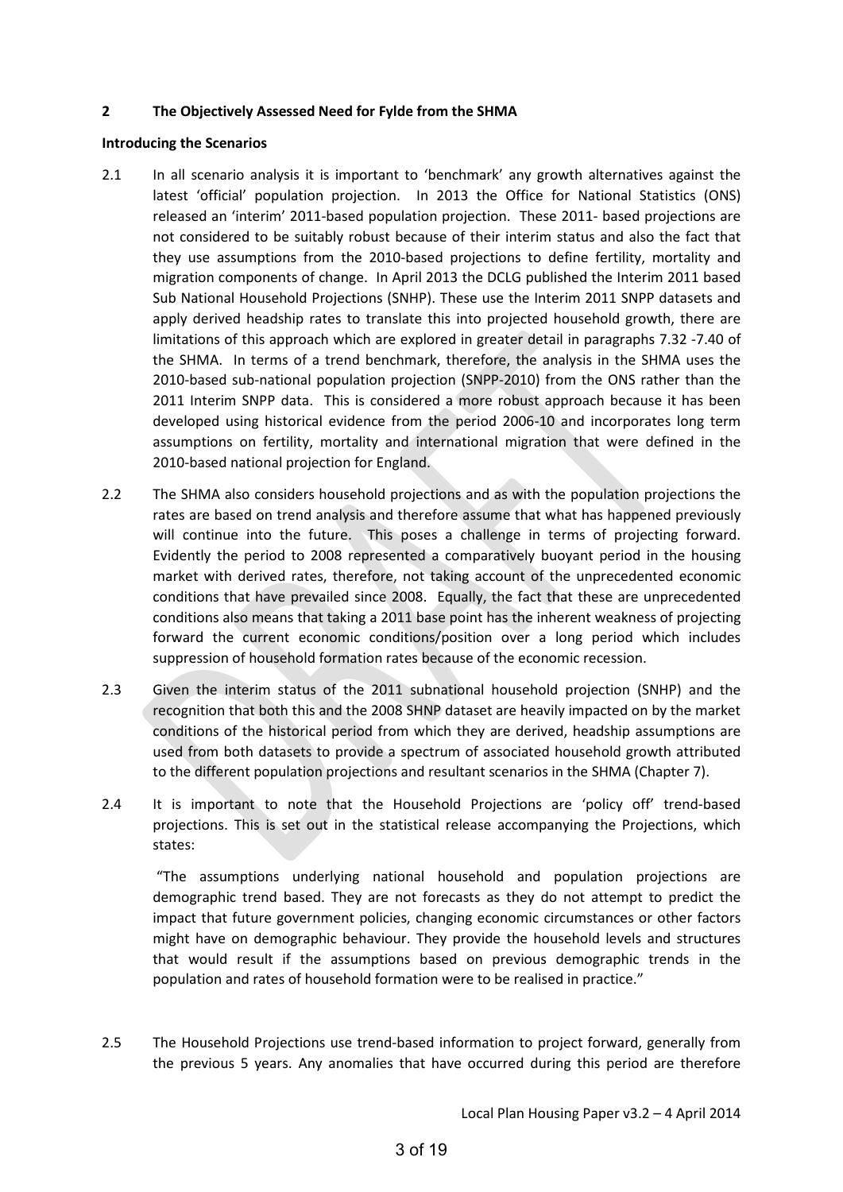## 2 The Objectively Assessed Need for Fylde from the SHMA

### Introducing the Scenarios

2.1 In all scenario analysis it is important to 'benchmark' any growth alternatives against the latest 'official' population projection. In 2013 the Office for National Statistics (ONS) released an 'interim' 2011-based population projection. These 2011- based projections are not considered to be suitably robust because of their interim status and also the fact that they use assumptions from the 2010-based projections to define fertility, mortality and migration components of change. In April 2013 the DCLG published the Interim 2011 based Sub National Household Projections (SNHP). These use the Interim 2011 SNPP datasets and apply derived headship rates to translate this into projected household growth, there are limitations of this approach which are explored in greater detail in paragraphs 7.32 -7.40 of the SHMA. In terms of a trend benchmark, therefore, the analysis in the SHMA uses the 2010-based sub-national population projection (SNPP-2010) from the ONS rather than the 2011 Interim SNPP data. This is considered a more robust approach because it has been developed using historical evidence from the period 2006-10 and incorporates long term assumptions on fertility, mortality and international migration that were defined in the 2010-based national projection for England.

2.2 The SHMA also considers household projections and as with the population projections the rates are based on trend analysis and therefore assume that what has happened previously will continue into the future. This poses a challenge in terms of projecting forward. Evidently the period to 2008 represented a comparatively buoyant period in the housing market with derived rates, therefore, not taking account of the unprecedented economic conditions that have prevailed since 2008. Equally, the fact that these are unprecedented conditions also means that taking a 2011 base point has the inherent weakness of projecting forward the current economic conditions/position over a long period which includes suppression of household formation rates because of the economic recession.

2.3 Given the interim status of the 2011 subnational household projection (SNHP) and the recognition that both this and the 2008 SHNP dataset are heavily impacted on by the market conditions of the historical period from which they are derived, headship assumptions are used from both datasets to provide a spectrum of associated household growth attributed to the different population projections and resultant scenarios in the SHMA (Chapter 7).

2.4 It is important to note that the Household Projections are 'policy off' trend-based projections. This is set out in the statistical release accompanying the Projections, which states:

> "The assumptions underlying national household and population projections are demographic trend based. They are not forecasts as they do not attempt to predict the impact that future government policies, changing economic circumstances or other factors might have on demographic behaviour. They provide the household levels and structures that would result if the assumptions based on previous demographic trends in the population and rates of household formation were to be realised in practice."

2.5 The Household Projections use trend-based information to project forward, generally from the previous 5 years. Any anomalies that have occurred during this period are therefore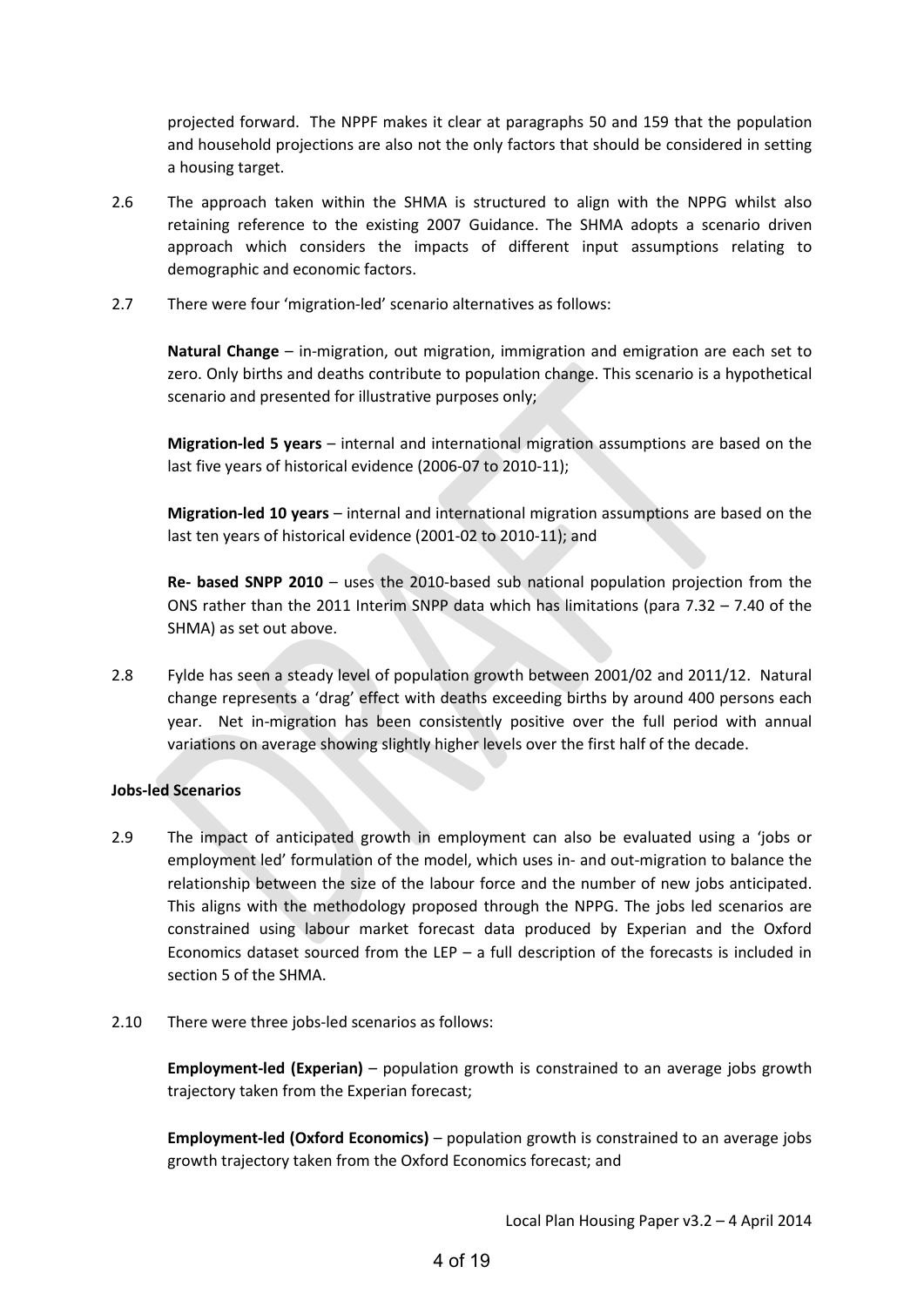projected forward. The NPPF makes it clear at paragraphs 50 and 159 that the population and household projections are also not the only factors that should be considered in setting a housing target.

2.6 The approach taken within the SHMA is structured to align with the NPPG whilst also retaining reference to the existing 2007 Guidance. The SHMA adopts a scenario driven approach which considers the impacts of different input assumptions relating to demographic and economic factors.

2.7 There were four 'migration-led' scenario alternatives as follows:

**Natural Change** – in-migration, out migration, immigration and emigration are each set to zero. Only births and deaths contribute to population change. This scenario is a hypothetical scenario and presented for illustrative purposes only;

**Migration-led 5 years** – internal and international migration assumptions are based on the last five years of historical evidence (2006-07 to 2010-11);

**Migration-led 10 years** – internal and international migration assumptions are based on the last ten years of historical evidence (2001-02 to 2010-11); and

**Re- based SNPP 2010** – uses the 2010-based sub national population projection from the ONS rather than the 2011 Interim SNPP data which has limitations (para 7.32 – 7.40 of the SHMA) as set out above.

2.8 Fylde has seen a steady level of population growth between 2001/02 and 2011/12. Natural change represents a 'drag' effect with deaths exceeding births by around 400 persons each year. Net in-migration has been consistently positive over the full period with annual variations on average showing slightly higher levels over the first half of the decade.

**Jobs-led Scenarios**

2.9 The impact of anticipated growth in employment can also be evaluated using a 'jobs or employment led' formulation of the model, which uses in- and out-migration to balance the relationship between the size of the labour force and the number of new jobs anticipated. This aligns with the methodology proposed through the NPPG. The jobs led scenarios are constrained using labour market forecast data produced by Experian and the Oxford Economics dataset sourced from the LEP – a full description of the forecasts is included in section 5 of the SHMA.

2.10 There were three jobs-led scenarios as follows:

**Employment-led (Experian)** – population growth is constrained to an average jobs growth trajectory taken from the Experian forecast;

**Employment-led (Oxford Economics)** – population growth is constrained to an average jobs growth trajectory taken from the Oxford Economics forecast; and

Local Plan Housing Paper v3.2 – 4 April 2014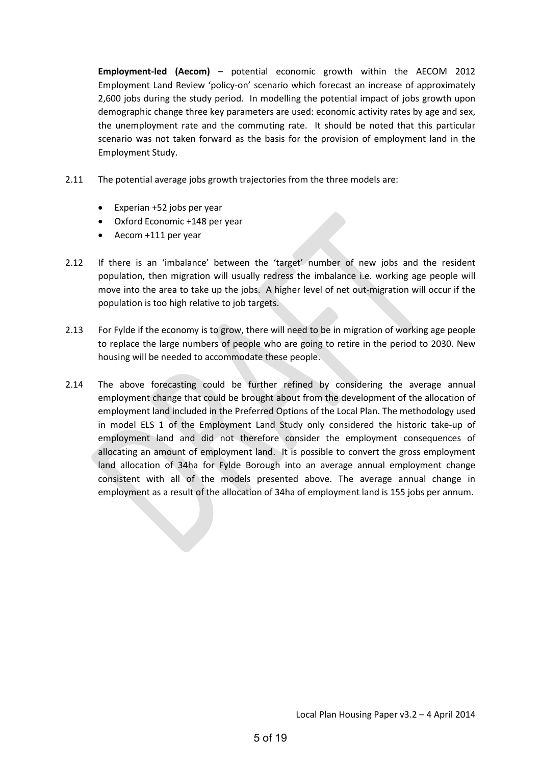**Employment-led (Aecom)** – potential economic growth within the AECOM 2012 Employment Land Review 'policy-on' scenario which forecast an increase of approximately 2,600 jobs during the study period. In modelling the potential impact of jobs growth upon demographic change three key parameters are used: economic activity rates by age and sex, the unemployment rate and the commuting rate. It should be noted that this particular scenario was not taken forward as the basis for the provision of employment land in the Employment Study.

2.11 The potential average jobs growth trajectories from the three models are:

- Experian +52 jobs per year
- Oxford Economic +148 per year
- Aecom +111 per year

2.12 If there is an 'imbalance' between the 'target' number of new jobs and the resident population, then migration will usually redress the imbalance i.e. working age people will move into the area to take up the jobs. A higher level of net out-migration will occur if the population is too high relative to job targets.

2.13 For Fylde if the economy is to grow, there will need to be in migration of working age people to replace the large numbers of people who are going to retire in the period to 2030. New housing will be needed to accommodate these people.

2.14 The above forecasting could be further refined by considering the average annual employment change that could be brought about from the development of the allocation of employment land included in the Preferred Options of the Local Plan. The methodology used in model ELS 1 of the Employment Land Study only considered the historic take-up of employment land and did not therefore consider the employment consequences of allocating an amount of employment land. It is possible to convert the gross employment land allocation of 34ha for Fylde Borough into an average annual employment change consistent with all of the models presented above. The average annual change in employment as a result of the allocation of 34ha of employment land is 155 jobs per annum.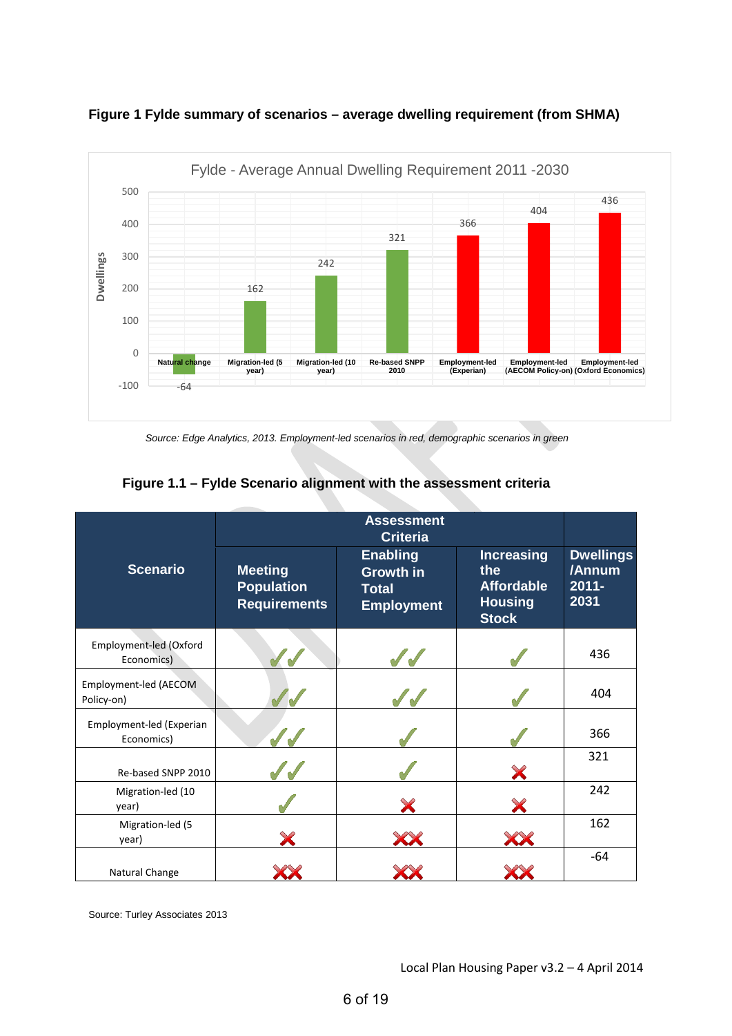**Figure 1 Fylde summary of scenarios – average dwelling requirement (from SHMA)**

Fylde - Average Annual Dwelling Requirement 2011 -2030

| Scenario | Dwellings |
|---|---|
| Natural change | -64 |
| Migration-led (5 year) | 162 |
| Migration-led (10 year) | 242 |
| Re-based SNPP 2010 | 321 |
| Employment-led (Experian) | 366 |
| Employment-led (AECOM Policy-on) | 404 |
| Employment-led (Oxford Economics) | 436 |

*Source: Edge Analytics, 2013. Employment-led scenarios in red, demographic scenarios in green*

**Figure 1.1 – Fylde Scenario alignment with the assessment criteria**

| Scenario | Assessment Criteria | | | Dwellings /Annum 2011-2031 |
|---|---|---|---|---|
| | Meeting Population Requirements | Enabling Growth in Total Employment | Increasing the Affordable Housing Stock | |
| Employment-led (Oxford Economics) | ✓✓ | ✓✓ | ✓ | 436 |
| Employment-led (AECOM Policy-on) | ✓✓ | ✓✓ | ✓ | 404 |
| Employment-led (Experian Economics) | ✓✓ | ✓ | ✓ | 366 |
| Re-based SNPP 2010 | ✓✓ | ✓ | ✗ | 321 |
| Migration-led (10 year) | ✓ | ✗ | ✗ | 242 |
| Migration-led (5 year) | ✗ | ✗✗ | ✗✗ | 162 |
| Natural Change | ✗✗ | ✗✗ | ✗✗ | -64 |

Source: Turley Associates 2013

Local Plan Housing Paper v3.2 – 4 April 2014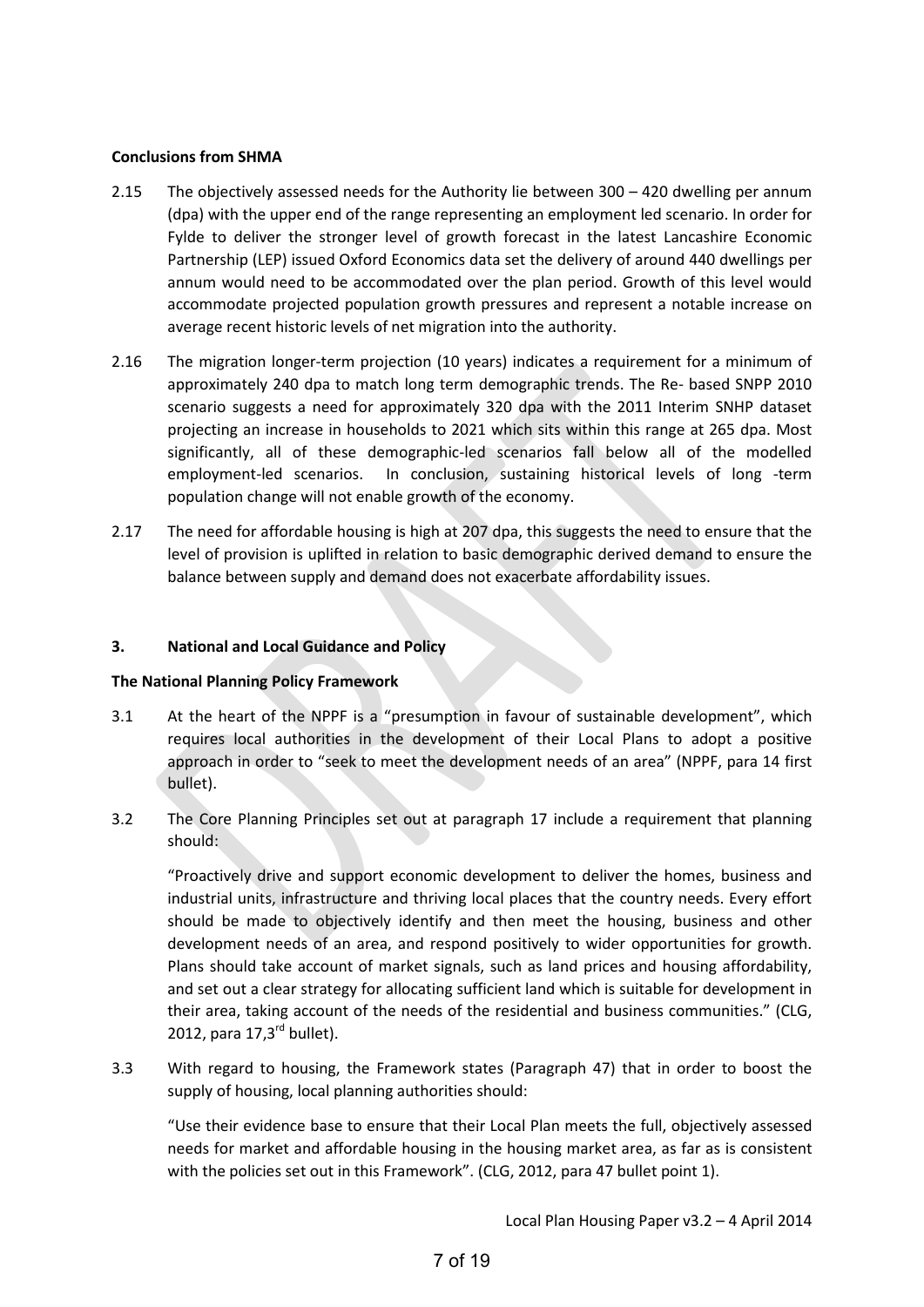**Conclusions from SHMA**

2.15 The objectively assessed needs for the Authority lie between 300 – 420 dwelling per annum (dpa) with the upper end of the range representing an employment led scenario. In order for Fylde to deliver the stronger level of growth forecast in the latest Lancashire Economic Partnership (LEP) issued Oxford Economics data set the delivery of around 440 dwellings per annum would need to be accommodated over the plan period. Growth of this level would accommodate projected population growth pressures and represent a notable increase on average recent historic levels of net migration into the authority.

2.16 The migration longer-term projection (10 years) indicates a requirement for a minimum of approximately 240 dpa to match long term demographic trends. The Re- based SNPP 2010 scenario suggests a need for approximately 320 dpa with the 2011 Interim SNHP dataset projecting an increase in households to 2021 which sits within this range at 265 dpa. Most significantly, all of these demographic-led scenarios fall below all of the modelled employment-led scenarios. In conclusion, sustaining historical levels of long -term population change will not enable growth of the economy.

2.17 The need for affordable housing is high at 207 dpa, this suggests the need to ensure that the level of provision is uplifted in relation to basic demographic derived demand to ensure the balance between supply and demand does not exacerbate affordability issues.

## 3. National and Local Guidance and Policy

**The National Planning Policy Framework**

3.1 At the heart of the NPPF is a "presumption in favour of sustainable development", which requires local authorities in the development of their Local Plans to adopt a positive approach in order to "seek to meet the development needs of an area" (NPPF, para 14 first bullet).

3.2 The Core Planning Principles set out at paragraph 17 include a requirement that planning should:

"Proactively drive and support economic development to deliver the homes, business and industrial units, infrastructure and thriving local places that the country needs. Every effort should be made to objectively identify and then meet the housing, business and other development needs of an area, and respond positively to wider opportunities for growth. Plans should take account of market signals, such as land prices and housing affordability, and set out a clear strategy for allocating sufficient land which is suitable for development in their area, taking account of the needs of the residential and business communities." (CLG, 2012, para 17,3rd bullet).

3.3 With regard to housing, the Framework states (Paragraph 47) that in order to boost the supply of housing, local planning authorities should:

"Use their evidence base to ensure that their Local Plan meets the full, objectively assessed needs for market and affordable housing in the housing market area, as far as is consistent with the policies set out in this Framework". (CLG, 2012, para 47 bullet point 1).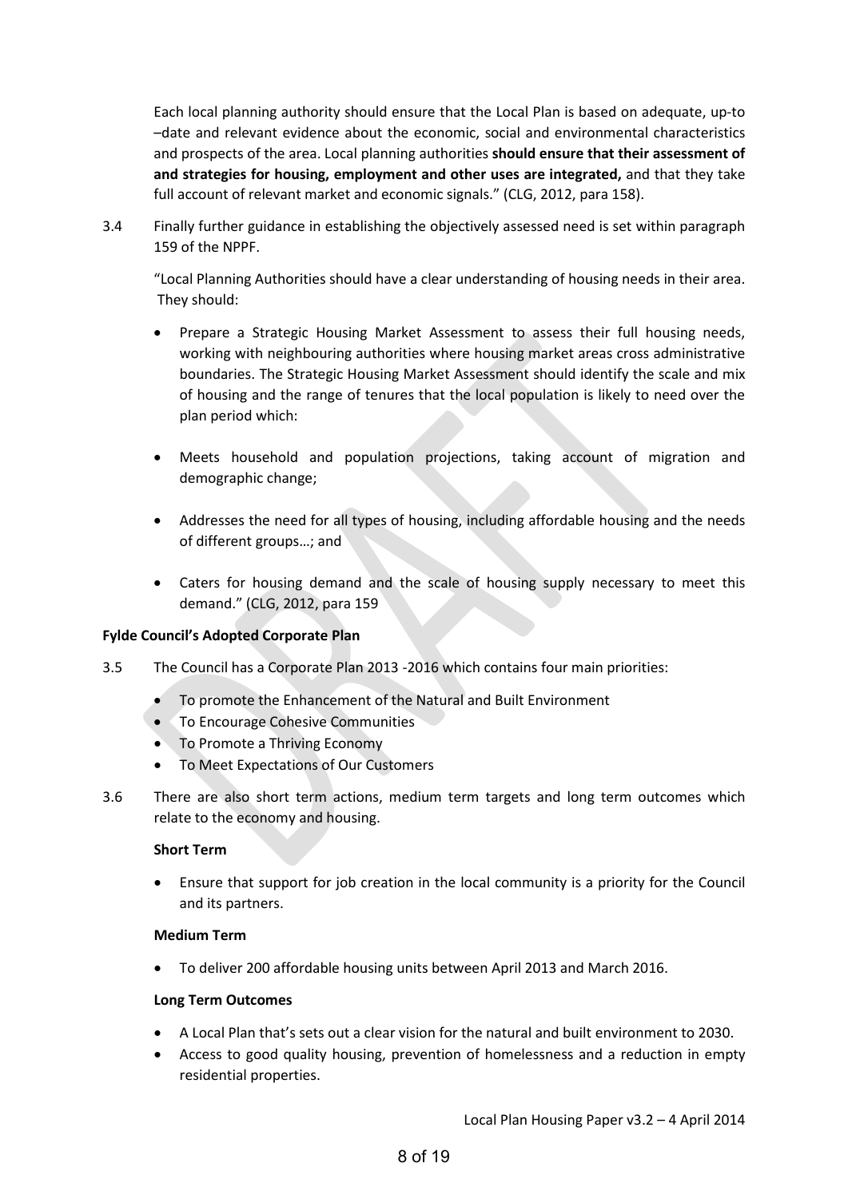Each local planning authority should ensure that the Local Plan is based on adequate, up-to –date and relevant evidence about the economic, social and environmental characteristics and prospects of the area. Local planning authorities **should ensure that their assessment of and strategies for housing, employment and other uses are integrated,** and that they take full account of relevant market and economic signals." (CLG, 2012, para 158).

3.4 Finally further guidance in establishing the objectively assessed need is set within paragraph 159 of the NPPF.

"Local Planning Authorities should have a clear understanding of housing needs in their area. They should:

- Prepare a Strategic Housing Market Assessment to assess their full housing needs, working with neighbouring authorities where housing market areas cross administrative boundaries. The Strategic Housing Market Assessment should identify the scale and mix of housing and the range of tenures that the local population is likely to need over the plan period which:

- Meets household and population projections, taking account of migration and demographic change;

- Addresses the need for all types of housing, including affordable housing and the needs of different groups…; and

- Caters for housing demand and the scale of housing supply necessary to meet this demand." (CLG, 2012, para 159

**Fylde Council's Adopted Corporate Plan**

3.5 The Council has a Corporate Plan 2013 -2016 which contains four main priorities:

- To promote the Enhancement of the Natural and Built Environment
- To Encourage Cohesive Communities
- To Promote a Thriving Economy
- To Meet Expectations of Our Customers

3.6 There are also short term actions, medium term targets and long term outcomes which relate to the economy and housing.

**Short Term**

- Ensure that support for job creation in the local community is a priority for the Council and its partners.

**Medium Term**

- To deliver 200 affordable housing units between April 2013 and March 2016.

**Long Term Outcomes**

- A Local Plan that's sets out a clear vision for the natural and built environment to 2030.
- Access to good quality housing, prevention of homelessness and a reduction in empty residential properties.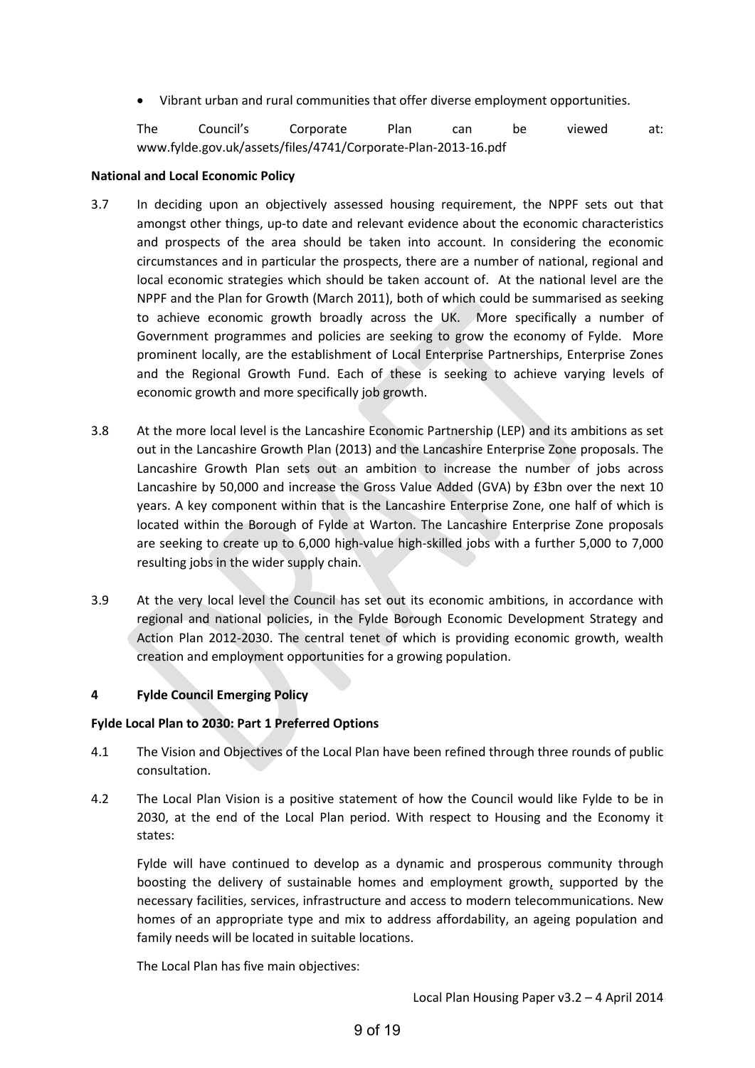- Vibrant urban and rural communities that offer diverse employment opportunities.

The Council's Corporate Plan can be viewed at: www.fylde.gov.uk/assets/files/4741/Corporate-Plan-2013-16.pdf

**National and Local Economic Policy**

3.7 In deciding upon an objectively assessed housing requirement, the NPPF sets out that amongst other things, up-to date and relevant evidence about the economic characteristics and prospects of the area should be taken into account. In considering the economic circumstances and in particular the prospects, there are a number of national, regional and local economic strategies which should be taken account of. At the national level are the NPPF and the Plan for Growth (March 2011), both of which could be summarised as seeking to achieve economic growth broadly across the UK. More specifically a number of Government programmes and policies are seeking to grow the economy of Fylde. More prominent locally, are the establishment of Local Enterprise Partnerships, Enterprise Zones and the Regional Growth Fund. Each of these is seeking to achieve varying levels of economic growth and more specifically job growth.

3.8 At the more local level is the Lancashire Economic Partnership (LEP) and its ambitions as set out in the Lancashire Growth Plan (2013) and the Lancashire Enterprise Zone proposals. The Lancashire Growth Plan sets out an ambition to increase the number of jobs across Lancashire by 50,000 and increase the Gross Value Added (GVA) by £3bn over the next 10 years. A key component within that is the Lancashire Enterprise Zone, one half of which is located within the Borough of Fylde at Warton. The Lancashire Enterprise Zone proposals are seeking to create up to 6,000 high-value high-skilled jobs with a further 5,000 to 7,000 resulting jobs in the wider supply chain.

3.9 At the very local level the Council has set out its economic ambitions, in accordance with regional and national policies, in the Fylde Borough Economic Development Strategy and Action Plan 2012-2030. The central tenet of which is providing economic growth, wealth creation and employment opportunities for a growing population.

## 4 Fylde Council Emerging Policy

**Fylde Local Plan to 2030: Part 1 Preferred Options**

4.1 The Vision and Objectives of the Local Plan have been refined through three rounds of public consultation.

4.2 The Local Plan Vision is a positive statement of how the Council would like Fylde to be in 2030, at the end of the Local Plan period. With respect to Housing and the Economy it states:

Fylde will have continued to develop as a dynamic and prosperous community through boosting the delivery of sustainable homes and employment growth, supported by the necessary facilities, services, infrastructure and access to modern telecommunications. New homes of an appropriate type and mix to address affordability, an ageing population and family needs will be located in suitable locations.

The Local Plan has five main objectives:

Local Plan Housing Paper v3.2 – 4 April 2014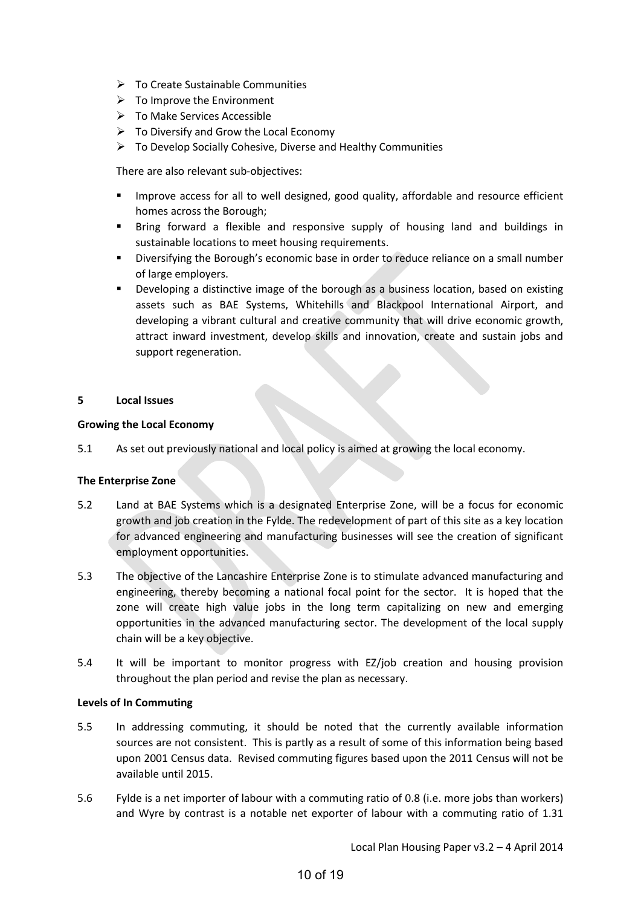- To Create Sustainable Communities
- To Improve the Environment
- To Make Services Accessible
- To Diversify and Grow the Local Economy
- To Develop Socially Cohesive, Diverse and Healthy Communities

There are also relevant sub-objectives:

- Improve access for all to well designed, good quality, affordable and resource efficient homes across the Borough;
- Bring forward a flexible and responsive supply of housing land and buildings in sustainable locations to meet housing requirements.
- Diversifying the Borough's economic base in order to reduce reliance on a small number of large employers.
- Developing a distinctive image of the borough as a business location, based on existing assets such as BAE Systems, Whitehills and Blackpool International Airport, and developing a vibrant cultural and creative community that will drive economic growth, attract inward investment, develop skills and innovation, create and sustain jobs and support regeneration.

## 5 Local Issues

### Growing the Local Economy

5.1 As set out previously national and local policy is aimed at growing the local economy.

### The Enterprise Zone

5.2 Land at BAE Systems which is a designated Enterprise Zone, will be a focus for economic growth and job creation in the Fylde. The redevelopment of part of this site as a key location for advanced engineering and manufacturing businesses will see the creation of significant employment opportunities.

5.3 The objective of the Lancashire Enterprise Zone is to stimulate advanced manufacturing and engineering, thereby becoming a national focal point for the sector. It is hoped that the zone will create high value jobs in the long term capitalizing on new and emerging opportunities in the advanced manufacturing sector. The development of the local supply chain will be a key objective.

5.4 It will be important to monitor progress with EZ/job creation and housing provision throughout the plan period and revise the plan as necessary.

### Levels of In Commuting

5.5 In addressing commuting, it should be noted that the currently available information sources are not consistent. This is partly as a result of some of this information being based upon 2001 Census data. Revised commuting figures based upon the 2011 Census will not be available until 2015.

5.6 Fylde is a net importer of labour with a commuting ratio of 0.8 (i.e. more jobs than workers) and Wyre by contrast is a notable net exporter of labour with a commuting ratio of 1.31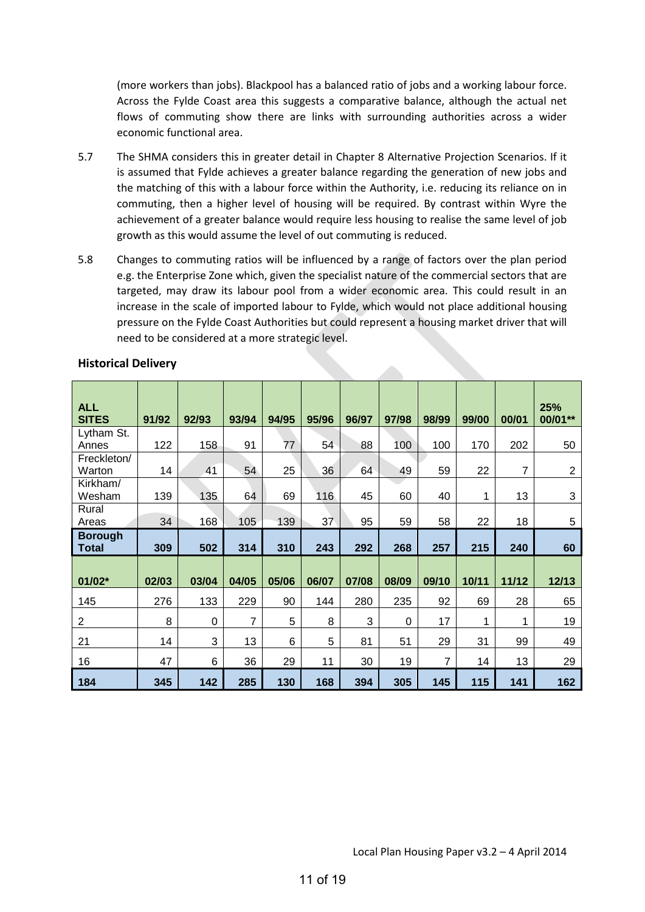(more workers than jobs). Blackpool has a balanced ratio of jobs and a working labour force. Across the Fylde Coast area this suggests a comparative balance, although the actual net flows of commuting show there are links with surrounding authorities across a wider economic functional area.

5.7 The SHMA considers this in greater detail in Chapter 8 Alternative Projection Scenarios. If it is assumed that Fylde achieves a greater balance regarding the generation of new jobs and the matching of this with a labour force within the Authority, i.e. reducing its reliance on in commuting, then a higher level of housing will be required. By contrast within Wyre the achievement of a greater balance would require less housing to realise the same level of job growth as this would assume the level of out commuting is reduced.

5.8 Changes to commuting ratios will be influenced by a range of factors over the plan period e.g. the Enterprise Zone which, given the specialist nature of the commercial sectors that are targeted, may draw its labour pool from a wider economic area. This could result in an increase in the scale of imported labour to Fylde, which would not place additional housing pressure on the Fylde Coast Authorities but could represent a housing market driver that will need to be considered at a more strategic level.

**Historical Delivery**

| ALL SITES | 91/92 | 92/93 | 93/94 | 94/95 | 95/96 | 96/97 | 97/98 | 98/99 | 99/00 | 00/01 | 25% 00/01** |
|---|---|---|---|---|---|---|---|---|---|---|---|
| Lytham St. Annes | 122 | 158 | 91 | 77 | 54 | 88 | 100 | 100 | 170 | 202 | 50 |
| Freckleton/ Warton | 14 | 41 | 54 | 25 | 36 | 64 | 49 | 59 | 22 | 7 | 2 |
| Kirkham/ Wesham | 139 | 135 | 64 | 69 | 116 | 45 | 60 | 40 | 1 | 13 | 3 |
| Rural Areas | 34 | 168 | 105 | 139 | 37 | 95 | 59 | 58 | 22 | 18 | 5 |
| **Borough Total** | **309** | **502** | **314** | **310** | **243** | **292** | **268** | **257** | **215** | **240** | **60** |
| **01/02*** | **02/03** | **03/04** | **04/05** | **05/06** | **06/07** | **07/08** | **08/09** | **09/10** | **10/11** | **11/12** | **12/13** |
| 145 | 276 | 133 | 229 | 90 | 144 | 280 | 235 | 92 | 69 | 28 | 65 |
| 2 | 8 | 0 | 7 | 5 | 8 | 3 | 0 | 17 | 1 | 1 | 19 |
| 21 | 14 | 3 | 13 | 6 | 5 | 81 | 51 | 29 | 31 | 99 | 49 |
| 16 | 47 | 6 | 36 | 29 | 11 | 30 | 19 | 7 | 14 | 13 | 29 |
| **184** | **345** | **142** | **285** | **130** | **168** | **394** | **305** | **145** | **115** | **141** | **162** |

Local Plan Housing Paper v3.2 – 4 April 2014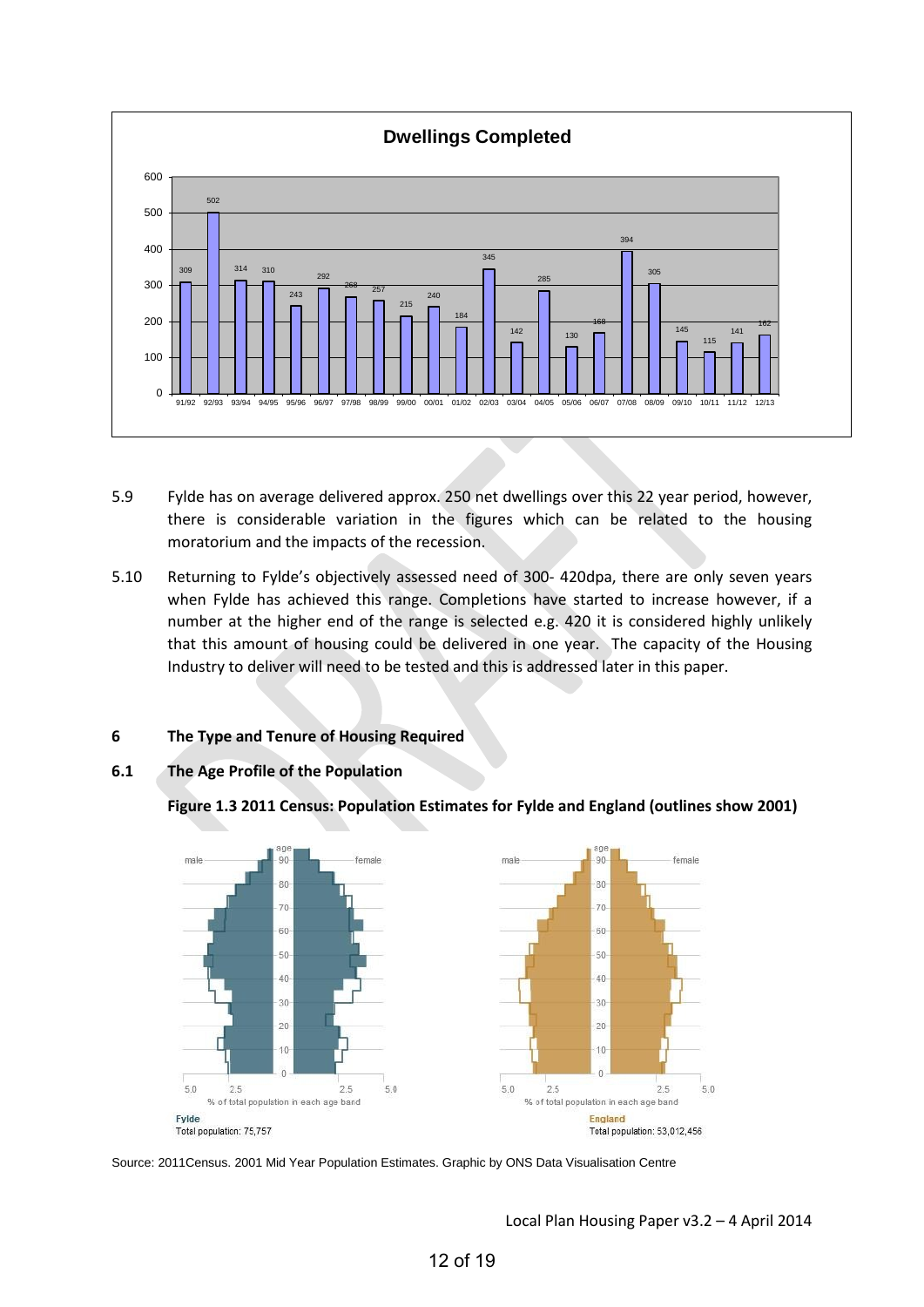**Dwellings Completed**

| Year | Dwellings Completed |
|---|---|
| 91/92 | 309 |
| 92/93 | 502 |
| 93/94 | 314 |
| 94/95 | 310 |
| 95/96 | 243 |
| 96/97 | 292 |
| 97/98 | 268 |
| 98/99 | 257 |
| 99/00 | 215 |
| 00/01 | 240 |
| 01/02 | 184 |
| 02/03 | 345 |
| 03/04 | 142 |
| 04/05 | 285 |
| 05/06 | 130 |
| 06/07 | 168 |
| 07/08 | 394 |
| 08/09 | 305 |
| 09/10 | 145 |
| 10/11 | 115 |
| 11/12 | 141 |
| 12/13 | 162 |

5.9 Fylde has on average delivered approx. 250 net dwellings over this 22 year period, however, there is considerable variation in the figures which can be related to the housing moratorium and the impacts of the recession.

5.10 Returning to Fylde's objectively assessed need of 300- 420dpa, there are only seven years when Fylde has achieved this range. Completions have started to increase however, if a number at the higher end of the range is selected e.g. 420 it is considered highly unlikely that this amount of housing could be delivered in one year. The capacity of the Housing Industry to deliver will need to be tested and this is addressed later in this paper.

## 6 The Type and Tenure of Housing Required

### 6.1 The Age Profile of the Population

**Figure 1.3 2011 Census: Population Estimates for Fylde and England (outlines show 2001)**

Fylde
Total population: 75,757

England
Total population: 53,012,456

Source: 2011Census. 2001 Mid Year Population Estimates. Graphic by ONS Data Visualisation Centre

Local Plan Housing Paper v3.2 – 4 April 2014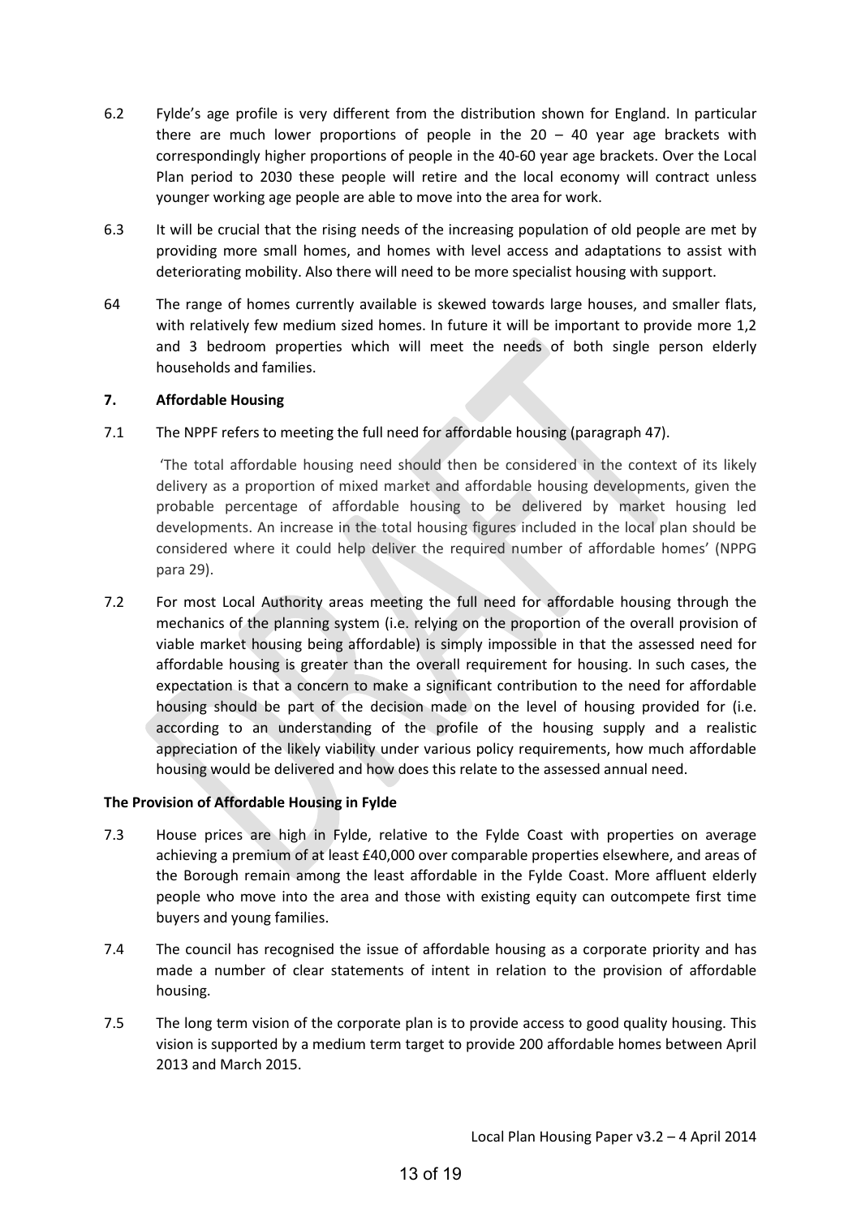6.2 Fylde's age profile is very different from the distribution shown for England. In particular there are much lower proportions of people in the 20 – 40 year age brackets with correspondingly higher proportions of people in the 40-60 year age brackets. Over the Local Plan period to 2030 these people will retire and the local economy will contract unless younger working age people are able to move into the area for work.

6.3 It will be crucial that the rising needs of the increasing population of old people are met by providing more small homes, and homes with level access and adaptations to assist with deteriorating mobility. Also there will need to be more specialist housing with support.

64 The range of homes currently available is skewed towards large houses, and smaller flats, with relatively few medium sized homes. In future it will be important to provide more 1,2 and 3 bedroom properties which will meet the needs of both single person elderly households and families.

### 7. Affordable Housing

7.1 The NPPF refers to meeting the full need for affordable housing (paragraph 47).

> 'The total affordable housing need should then be considered in the context of its likely delivery as a proportion of mixed market and affordable housing developments, given the probable percentage of affordable housing to be delivered by market housing led developments. An increase in the total housing figures included in the local plan should be considered where it could help deliver the required number of affordable homes' (NPPG para 29).

7.2 For most Local Authority areas meeting the full need for affordable housing through the mechanics of the planning system (i.e. relying on the proportion of the overall provision of viable market housing being affordable) is simply impossible in that the assessed need for affordable housing is greater than the overall requirement for housing. In such cases, the expectation is that a concern to make a significant contribution to the need for affordable housing should be part of the decision made on the level of housing provided for (i.e. according to an understanding of the profile of the housing supply and a realistic appreciation of the likely viability under various policy requirements, how much affordable housing would be delivered and how does this relate to the assessed annual need.

**The Provision of Affordable Housing in Fylde**

7.3 House prices are high in Fylde, relative to the Fylde Coast with properties on average achieving a premium of at least £40,000 over comparable properties elsewhere, and areas of the Borough remain among the least affordable in the Fylde Coast. More affluent elderly people who move into the area and those with existing equity can outcompete first time buyers and young families.

7.4 The council has recognised the issue of affordable housing as a corporate priority and has made a number of clear statements of intent in relation to the provision of affordable housing.

7.5 The long term vision of the corporate plan is to provide access to good quality housing. This vision is supported by a medium term target to provide 200 affordable homes between April 2013 and March 2015.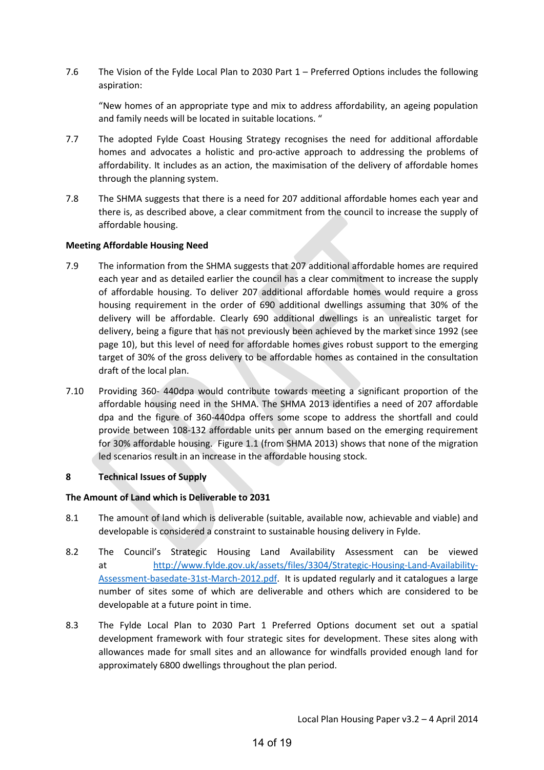7.6 The Vision of the Fylde Local Plan to 2030 Part 1 – Preferred Options includes the following aspiration:

> "New homes of an appropriate type and mix to address affordability, an ageing population and family needs will be located in suitable locations. "

7.7 The adopted Fylde Coast Housing Strategy recognises the need for additional affordable homes and advocates a holistic and pro-active approach to addressing the problems of affordability. It includes as an action, the maximisation of the delivery of affordable homes through the planning system.

7.8 The SHMA suggests that there is a need for 207 additional affordable homes each year and there is, as described above, a clear commitment from the council to increase the supply of affordable housing.

**Meeting Affordable Housing Need**

7.9 The information from the SHMA suggests that 207 additional affordable homes are required each year and as detailed earlier the council has a clear commitment to increase the supply of affordable housing. To deliver 207 additional affordable homes would require a gross housing requirement in the order of 690 additional dwellings assuming that 30% of the delivery will be affordable. Clearly 690 additional dwellings is an unrealistic target for delivery, being a figure that has not previously been achieved by the market since 1992 (see page 10), but this level of need for affordable homes gives robust support to the emerging target of 30% of the gross delivery to be affordable homes as contained in the consultation draft of the local plan.

7.10 Providing 360- 440dpa would contribute towards meeting a significant proportion of the affordable housing need in the SHMA. The SHMA 2013 identifies a need of 207 affordable dpa and the figure of 360-440dpa offers some scope to address the shortfall and could provide between 108-132 affordable units per annum based on the emerging requirement for 30% affordable housing. Figure 1.1 (from SHMA 2013) shows that none of the migration led scenarios result in an increase in the affordable housing stock.

## 8 Technical Issues of Supply

**The Amount of Land which is Deliverable to 2031**

8.1 The amount of land which is deliverable (suitable, available now, achievable and viable) and developable is considered a constraint to sustainable housing delivery in Fylde.

8.2 The Council's Strategic Housing Land Availability Assessment can be viewed at [http://www.fylde.gov.uk/assets/files/3304/Strategic-Housing-Land-Availability-Assessment-basedate-31st-March-2012.pdf](http://www.fylde.gov.uk/assets/files/3304/Strategic-Housing-Land-Availability-Assessment-basedate-31st-March-2012.pdf). It is updated regularly and it catalogues a large number of sites some of which are deliverable and others which are considered to be developable at a future point in time.

8.3 The Fylde Local Plan to 2030 Part 1 Preferred Options document set out a spatial development framework with four strategic sites for development. These sites along with allowances made for small sites and an allowance for windfalls provided enough land for approximately 6800 dwellings throughout the plan period.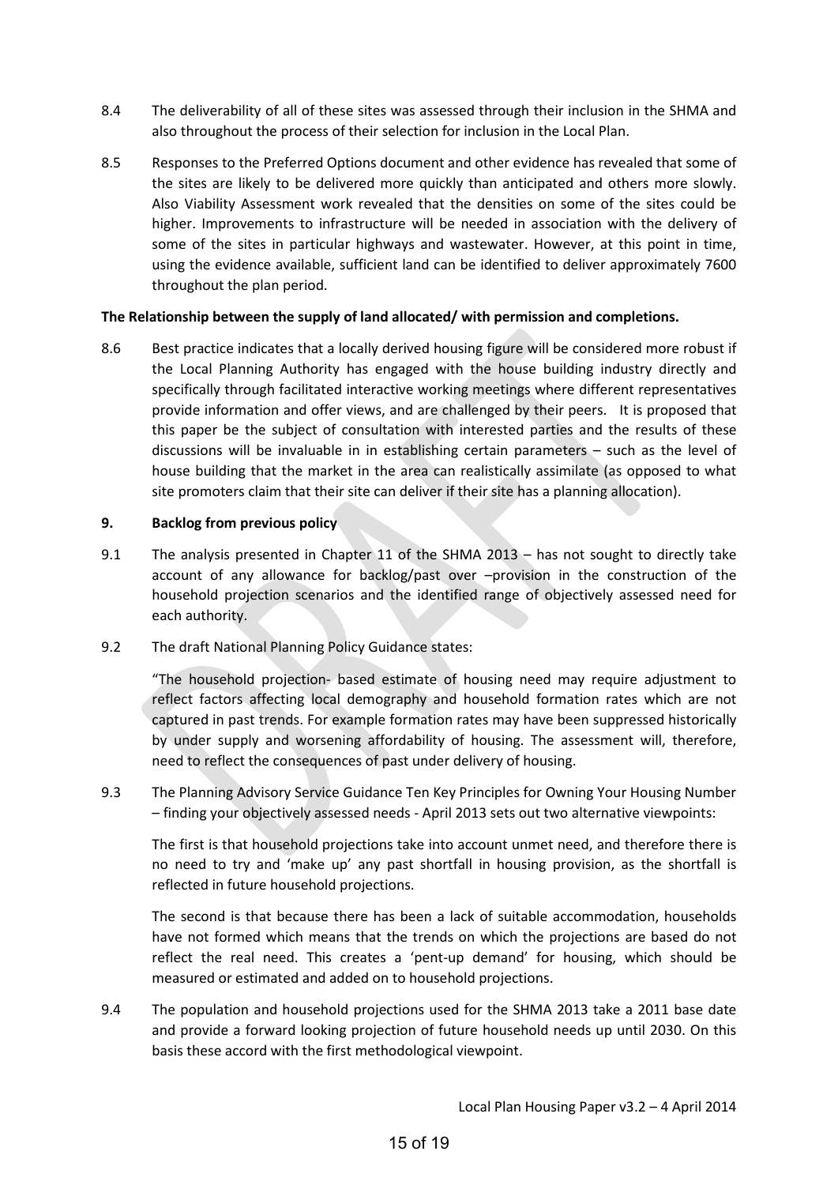8.4 The deliverability of all of these sites was assessed through their inclusion in the SHMA and also throughout the process of their selection for inclusion in the Local Plan.

8.5 Responses to the Preferred Options document and other evidence has revealed that some of the sites are likely to be delivered more quickly than anticipated and others more slowly. Also Viability Assessment work revealed that the densities on some of the sites could be higher. Improvements to infrastructure will be needed in association with the delivery of some of the sites in particular highways and wastewater. However, at this point in time, using the evidence available, sufficient land can be identified to deliver approximately 7600 throughout the plan period.

**The Relationship between the supply of land allocated/ with permission and completions.**

8.6 Best practice indicates that a locally derived housing figure will be considered more robust if the Local Planning Authority has engaged with the house building industry directly and specifically through facilitated interactive working meetings where different representatives provide information and offer views, and are challenged by their peers. It is proposed that this paper be the subject of consultation with interested parties and the results of these discussions will be invaluable in in establishing certain parameters – such as the level of house building that the market in the area can realistically assimilate (as opposed to what site promoters claim that their site can deliver if their site has a planning allocation).

## 9. Backlog from previous policy

9.1 The analysis presented in Chapter 11 of the SHMA 2013 – has not sought to directly take account of any allowance for backlog/past over –provision in the construction of the household projection scenarios and the identified range of objectively assessed need for each authority.

9.2 The draft National Planning Policy Guidance states:

"The household projection- based estimate of housing need may require adjustment to reflect factors affecting local demography and household formation rates which are not captured in past trends. For example formation rates may have been suppressed historically by under supply and worsening affordability of housing. The assessment will, therefore, need to reflect the consequences of past under delivery of housing.

9.3 The Planning Advisory Service Guidance Ten Key Principles for Owning Your Housing Number – finding your objectively assessed needs - April 2013 sets out two alternative viewpoints:

The first is that household projections take into account unmet need, and therefore there is no need to try and 'make up' any past shortfall in housing provision, as the shortfall is reflected in future household projections.

The second is that because there has been a lack of suitable accommodation, households have not formed which means that the trends on which the projections are based do not reflect the real need. This creates a 'pent-up demand' for housing, which should be measured or estimated and added on to household projections.

9.4 The population and household projections used for the SHMA 2013 take a 2011 base date and provide a forward looking projection of future household needs up until 2030. On this basis these accord with the first methodological viewpoint.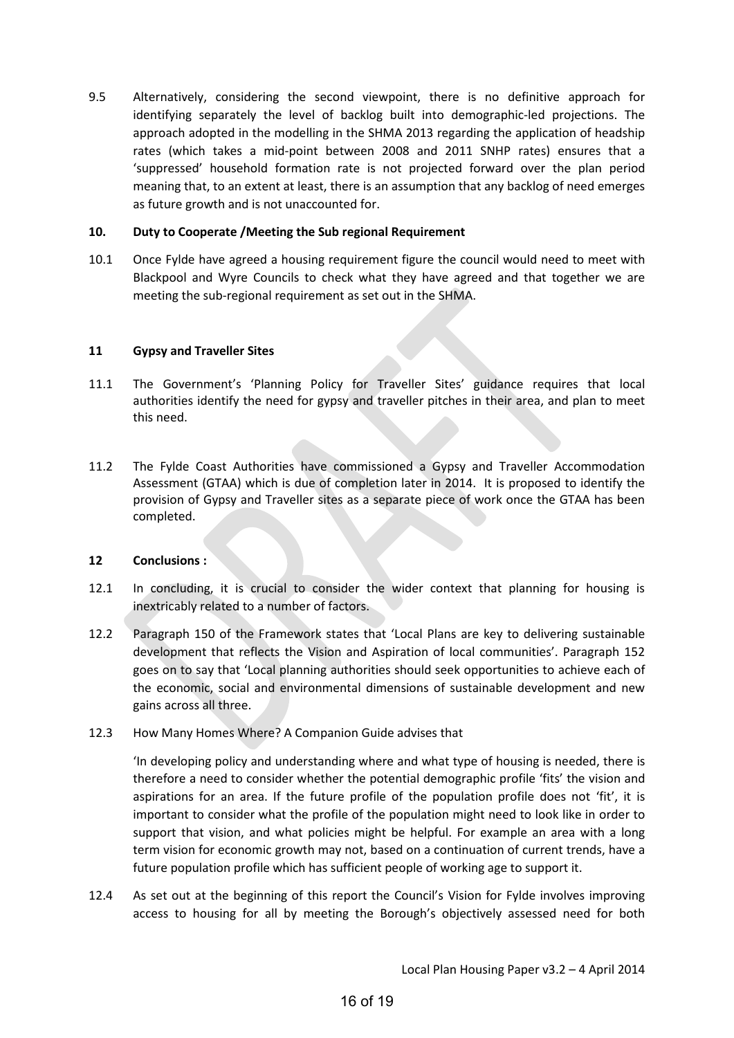9.5 Alternatively, considering the second viewpoint, there is no definitive approach for identifying separately the level of backlog built into demographic-led projections. The approach adopted in the modelling in the SHMA 2013 regarding the application of headship rates (which takes a mid-point between 2008 and 2011 SNHP rates) ensures that a 'suppressed' household formation rate is not projected forward over the plan period meaning that, to an extent at least, there is an assumption that any backlog of need emerges as future growth and is not unaccounted for.

## 10. Duty to Cooperate /Meeting the Sub regional Requirement

10.1 Once Fylde have agreed a housing requirement figure the council would need to meet with Blackpool and Wyre Councils to check what they have agreed and that together we are meeting the sub-regional requirement as set out in the SHMA.

## 11 Gypsy and Traveller Sites

11.1 The Government's 'Planning Policy for Traveller Sites' guidance requires that local authorities identify the need for gypsy and traveller pitches in their area, and plan to meet this need.

11.2 The Fylde Coast Authorities have commissioned a Gypsy and Traveller Accommodation Assessment (GTAA) which is due of completion later in 2014. It is proposed to identify the provision of Gypsy and Traveller sites as a separate piece of work once the GTAA has been completed.

## 12 Conclusions :

12.1 In concluding, it is crucial to consider the wider context that planning for housing is inextricably related to a number of factors.

12.2 Paragraph 150 of the Framework states that 'Local Plans are key to delivering sustainable development that reflects the Vision and Aspiration of local communities'. Paragraph 152 goes on to say that 'Local planning authorities should seek opportunities to achieve each of the economic, social and environmental dimensions of sustainable development and new gains across all three.

12.3 How Many Homes Where? A Companion Guide advises that

'In developing policy and understanding where and what type of housing is needed, there is therefore a need to consider whether the potential demographic profile 'fits' the vision and aspirations for an area. If the future profile of the population profile does not 'fit', it is important to consider what the profile of the population might need to look like in order to support that vision, and what policies might be helpful. For example an area with a long term vision for economic growth may not, based on a continuation of current trends, have a future population profile which has sufficient people of working age to support it.

12.4 As set out at the beginning of this report the Council's Vision for Fylde involves improving access to housing for all by meeting the Borough's objectively assessed need for both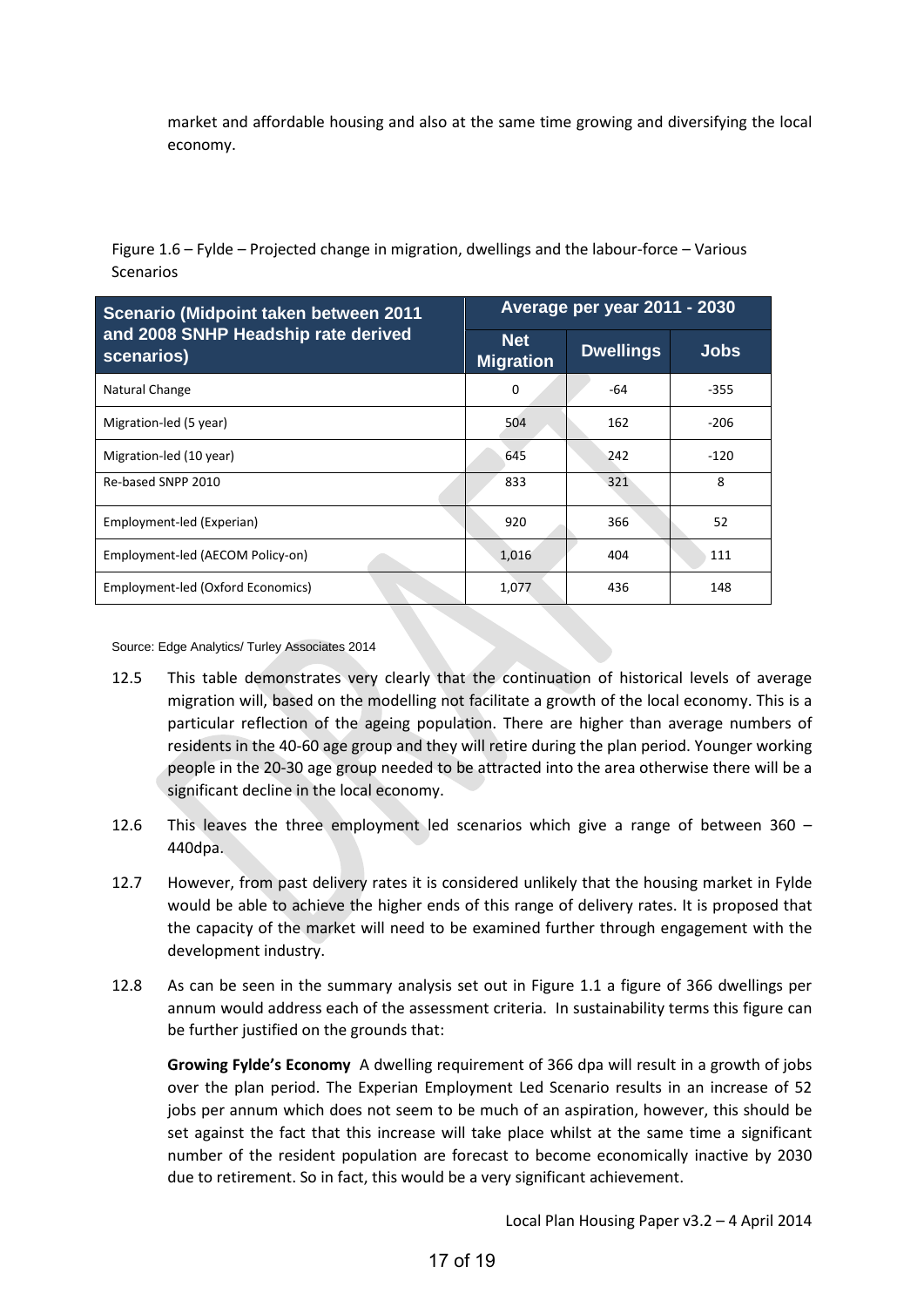market and affordable housing and also at the same time growing and diversifying the local economy.

Figure 1.6 – Fylde – Projected change in migration, dwellings and the labour-force – Various Scenarios

| Scenario (Midpoint taken between 2011 and 2008 SNHP Headship rate derived scenarios) | Average per year 2011 - 2030 | | |
|---|---|---|---|
| | Net Migration | Dwellings | Jobs |
| Natural Change | 0 | -64 | -355 |
| Migration-led (5 year) | 504 | 162 | -206 |
| Migration-led (10 year) | 645 | 242 | -120 |
| Re-based SNPP 2010 | 833 | 321 | 8 |
| Employment-led (Experian) | 920 | 366 | 52 |
| Employment-led (AECOM Policy-on) | 1,016 | 404 | 111 |
| Employment-led (Oxford Economics) | 1,077 | 436 | 148 |

Source: Edge Analytics/ Turley Associates 2014

12.5 This table demonstrates very clearly that the continuation of historical levels of average migration will, based on the modelling not facilitate a growth of the local economy. This is a particular reflection of the ageing population. There are higher than average numbers of residents in the 40-60 age group and they will retire during the plan period. Younger working people in the 20-30 age group needed to be attracted into the area otherwise there will be a significant decline in the local economy.

12.6 This leaves the three employment led scenarios which give a range of between 360 – 440dpa.

12.7 However, from past delivery rates it is considered unlikely that the housing market in Fylde would be able to achieve the higher ends of this range of delivery rates. It is proposed that the capacity of the market will need to be examined further through engagement with the development industry.

12.8 As can be seen in the summary analysis set out in Figure 1.1 a figure of 366 dwellings per annum would address each of the assessment criteria. In sustainability terms this figure can be further justified on the grounds that:

**Growing Fylde's Economy** A dwelling requirement of 366 dpa will result in a growth of jobs over the plan period. The Experian Employment Led Scenario results in an increase of 52 jobs per annum which does not seem to be much of an aspiration, however, this should be set against the fact that this increase will take place whilst at the same time a significant number of the resident population are forecast to become economically inactive by 2030 due to retirement. So in fact, this would be a very significant achievement.

Local Plan Housing Paper v3.2 – 4 April 2014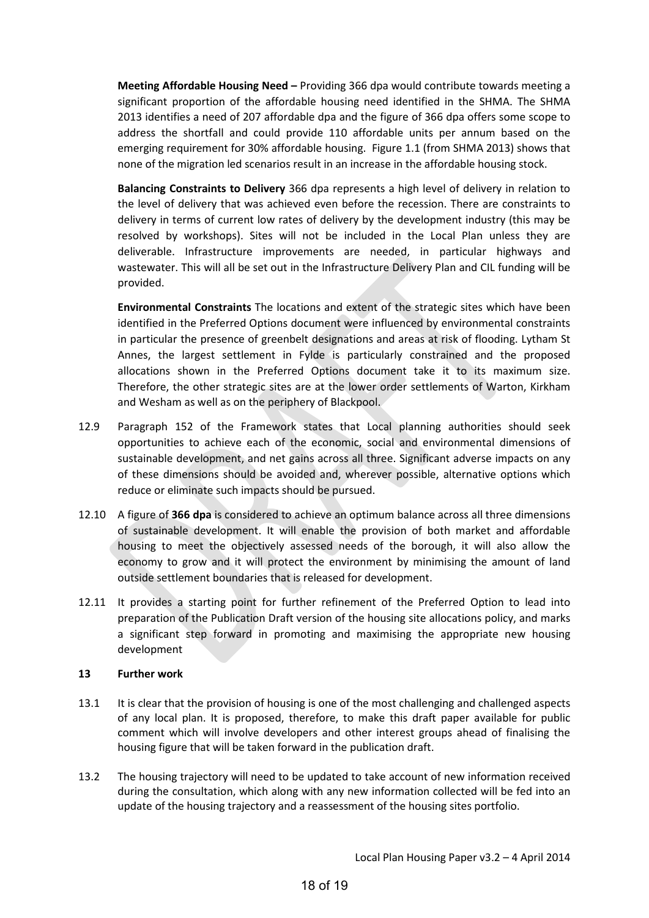**Meeting Affordable Housing Need –** Providing 366 dpa would contribute towards meeting a significant proportion of the affordable housing need identified in the SHMA. The SHMA 2013 identifies a need of 207 affordable dpa and the figure of 366 dpa offers some scope to address the shortfall and could provide 110 affordable units per annum based on the emerging requirement for 30% affordable housing. Figure 1.1 (from SHMA 2013) shows that none of the migration led scenarios result in an increase in the affordable housing stock.

**Balancing Constraints to Delivery** 366 dpa represents a high level of delivery in relation to the level of delivery that was achieved even before the recession. There are constraints to delivery in terms of current low rates of delivery by the development industry (this may be resolved by workshops). Sites will not be included in the Local Plan unless they are deliverable. Infrastructure improvements are needed, in particular highways and wastewater. This will all be set out in the Infrastructure Delivery Plan and CIL funding will be provided.

**Environmental Constraints** The locations and extent of the strategic sites which have been identified in the Preferred Options document were influenced by environmental constraints in particular the presence of greenbelt designations and areas at risk of flooding. Lytham St Annes, the largest settlement in Fylde is particularly constrained and the proposed allocations shown in the Preferred Options document take it to its maximum size. Therefore, the other strategic sites are at the lower order settlements of Warton, Kirkham and Wesham as well as on the periphery of Blackpool.

12.9 Paragraph 152 of the Framework states that Local planning authorities should seek opportunities to achieve each of the economic, social and environmental dimensions of sustainable development, and net gains across all three. Significant adverse impacts on any of these dimensions should be avoided and, wherever possible, alternative options which reduce or eliminate such impacts should be pursued.

12.10 A figure of **366 dpa** is considered to achieve an optimum balance across all three dimensions of sustainable development. It will enable the provision of both market and affordable housing to meet the objectively assessed needs of the borough, it will also allow the economy to grow and it will protect the environment by minimising the amount of land outside settlement boundaries that is released for development.

12.11 It provides a starting point for further refinement of the Preferred Option to lead into preparation of the Publication Draft version of the housing site allocations policy, and marks a significant step forward in promoting and maximising the appropriate new housing development

## 13 Further work

13.1 It is clear that the provision of housing is one of the most challenging and challenged aspects of any local plan. It is proposed, therefore, to make this draft paper available for public comment which will involve developers and other interest groups ahead of finalising the housing figure that will be taken forward in the publication draft.

13.2 The housing trajectory will need to be updated to take account of new information received during the consultation, which along with any new information collected will be fed into an update of the housing trajectory and a reassessment of the housing sites portfolio.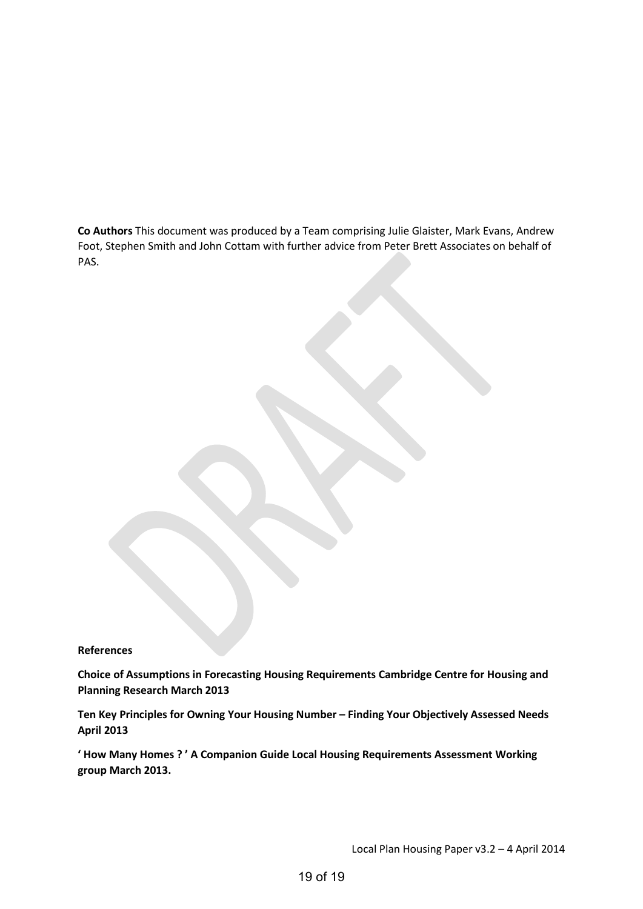**Co Authors** This document was produced by a Team comprising Julie Glaister, Mark Evans, Andrew Foot, Stephen Smith and John Cottam with further advice from Peter Brett Associates on behalf of PAS.

**References**

**Choice of Assumptions in Forecasting Housing Requirements Cambridge Centre for Housing and Planning Research March 2013**

**Ten Key Principles for Owning Your Housing Number – Finding Your Objectively Assessed Needs April 2013**

**' How Many Homes ? ' A Companion Guide Local Housing Requirements Assessment Working group March 2013.**